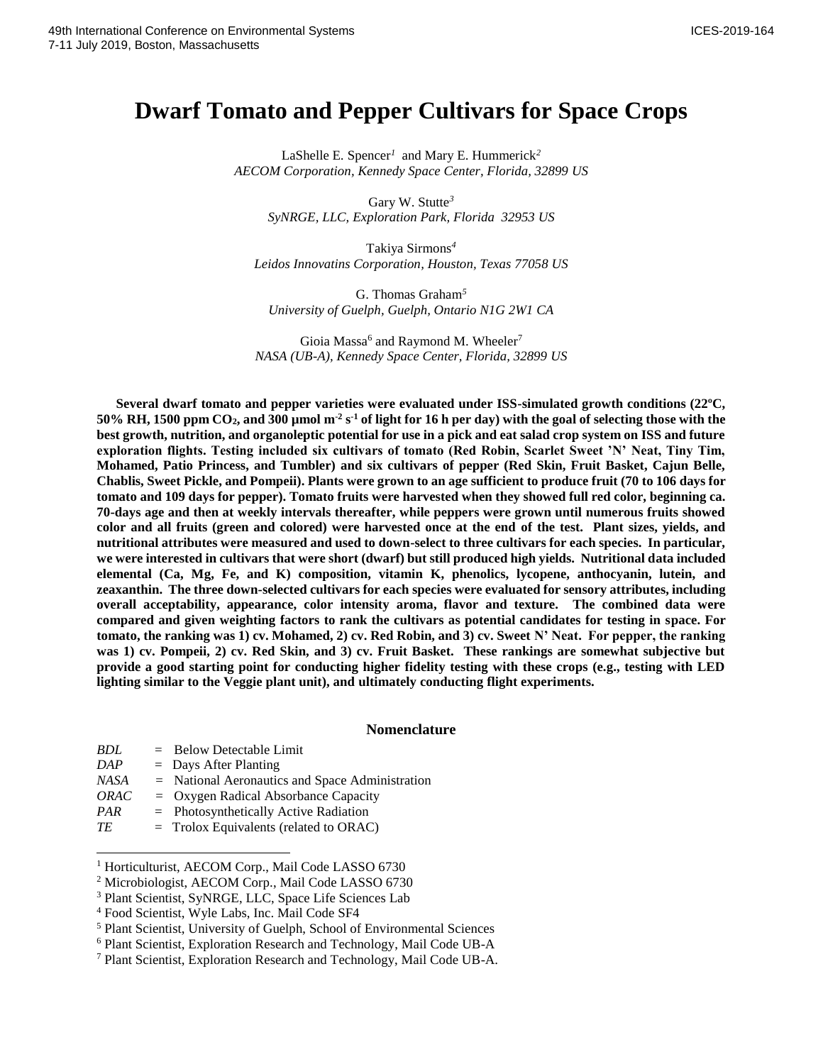# Dwarf Tomato and Pepper Cultivars for Space Crops

LaShelle E. Spencer[1] and Mary E. Hummerick[2]
*AECOM Corporation, Kennedy Space Center, Florida, 32899 US*

Gary W. Stutte[3]
*SyNRGE, LLC, Exploration Park, Florida 32953 US*

Takiya Sirmons[4]
*Leidos Innovatins Corporation, Houston, Texas 77058 US*

G. Thomas Graham[5]
*University of Guelph, Guelph, Ontario N1G 2W1 CA*

Gioia Massa[6] and Raymond M. Wheeler[7]
*NASA (UB-A), Kennedy Space Center, Florida, 32899 US*

**Several dwarf tomato and pepper varieties were evaluated under ISS-simulated growth conditions (22ºC, 50% RH, 1500 ppm $CO_2$, and 300 µmol $m^{-2}$ $s^{-1}$ of light for 16 h per day) with the goal of selecting those with the best growth, nutrition, and organoleptic potential for use in a pick and eat salad crop system on ISS and future exploration flights. Testing included six cultivars of tomato (Red Robin, Scarlet Sweet 'N' Neat, Tiny Tim, Mohamed, Patio Princess, and Tumbler) and six cultivars of pepper (Red Skin, Fruit Basket, Cajun Belle, Chablis, Sweet Pickle, and Pompeii). Plants were grown to an age sufficient to produce fruit (70 to 106 days for tomato and 109 days for pepper). Tomato fruits were harvested when they showed full red color, beginning ca. 70-days age and then at weekly intervals thereafter, while peppers were grown until numerous fruits showed color and all fruits (green and colored) were harvested once at the end of the test. Plant sizes, yields, and nutritional attributes were measured and used to down-select to three cultivars for each species. In particular, we were interested in cultivars that were short (dwarf) but still produced high yields. Nutritional data included elemental (Ca, Mg, Fe, and K) composition, vitamin K, phenolics, lycopene, anthocyanin, lutein, and zeaxanthin. The three down-selected cultivars for each species were evaluated for sensory attributes, including overall acceptability, appearance, color intensity aroma, flavor and texture. The combined data were compared and given weighting factors to rank the cultivars as potential candidates for testing in space. For tomato, the ranking was 1) cv. Mohamed, 2) cv. Red Robin, and 3) cv. Sweet N' Neat. For pepper, the ranking was 1) cv. Pompeii, 2) cv. Red Skin, and 3) cv. Fruit Basket. These rankings are somewhat subjective but provide a good starting point for conducting higher fidelity testing with these crops (e.g., testing with LED lighting similar to the Veggie plant unit), and ultimately conducting flight experiments.**

## Nomenclature

| | | |
|---|---|---|
| *BDL* | = | Below Detectable Limit |
| *DAP* | = | Days After Planting |
| *NASA* | = | National Aeronautics and Space Administration |
| *ORAC* | = | Oxygen Radical Absorbance Capacity |
| *PAR* | = | Photosynthetically Active Radiation |
| *TE* | = | Trolox Equivalents (related to ORAC) |

[1] Horticulturist, AECOM Corp., Mail Code LASSO 6730
[2] Microbiologist, AECOM Corp., Mail Code LASSO 6730
[3] Plant Scientist, SyNRGE, LLC, Space Life Sciences Lab
[4] Food Scientist, Wyle Labs, Inc. Mail Code SF4
[5] Plant Scientist, University of Guelph, School of Environmental Sciences
[6] Plant Scientist, Exploration Research and Technology, Mail Code UB-A
[7] Plant Scientist, Exploration Research and Technology, Mail Code UB-A.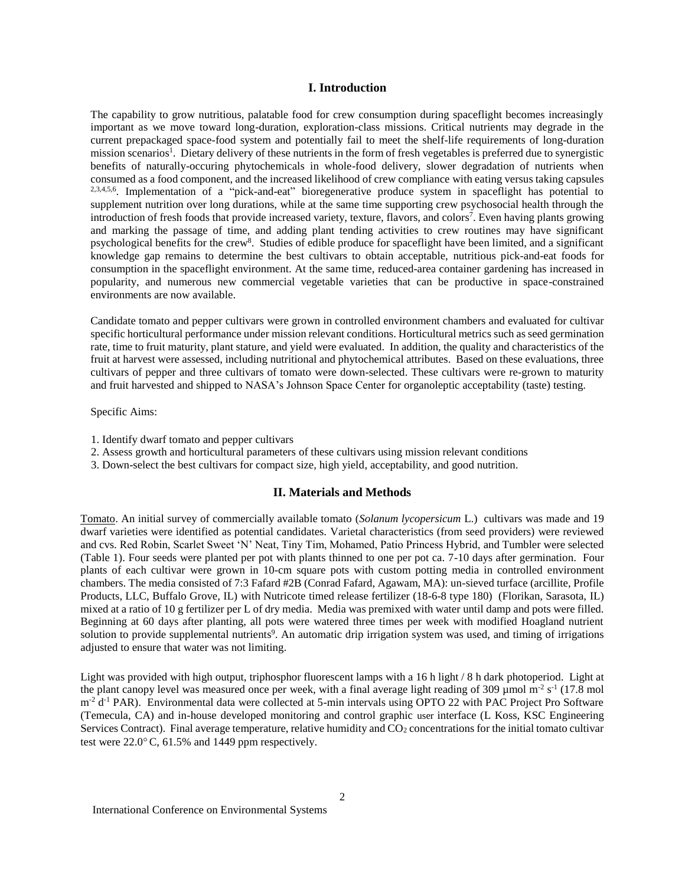## I. Introduction

The capability to grow nutritious, palatable food for crew consumption during spaceflight becomes increasingly important as we move toward long-duration, exploration-class missions. Critical nutrients may degrade in the current prepackaged space-food system and potentially fail to meet the shelf-life requirements of long-duration mission scenarios[1]. Dietary delivery of these nutrients in the form of fresh vegetables is preferred due to synergistic benefits of naturally-occuring phytochemicals in whole-food delivery, slower degradation of nutrients when consumed as a food component, and the increased likelihood of crew compliance with eating versus taking capsules [2,3,4,5,6]. Implementation of a "pick-and-eat" bioregenerative produce system in spaceflight has potential to supplement nutrition over long durations, while at the same time supporting crew psychosocial health through the introduction of fresh foods that provide increased variety, texture, flavors, and colors[7]. Even having plants growing and marking the passage of time, and adding plant tending activities to crew routines may have significant psychological benefits for the crew[8]. Studies of edible produce for spaceflight have been limited, and a significant knowledge gap remains to determine the best cultivars to obtain acceptable, nutritious pick-and-eat foods for consumption in the spaceflight environment. At the same time, reduced-area container gardening has increased in popularity, and numerous new commercial vegetable varieties that can be productive in space-constrained environments are now available.

Candidate tomato and pepper cultivars were grown in controlled environment chambers and evaluated for cultivar specific horticultural performance under mission relevant conditions. Horticultural metrics such as seed germination rate, time to fruit maturity, plant stature, and yield were evaluated. In addition, the quality and characteristics of the fruit at harvest were assessed, including nutritional and phytochemical attributes. Based on these evaluations, three cultivars of pepper and three cultivars of tomato were down-selected. These cultivars were re-grown to maturity and fruit harvested and shipped to NASA's Johnson Space Center for organoleptic acceptability (taste) testing.

Specific Aims:

1. Identify dwarf tomato and pepper cultivars
2. Assess growth and horticultural parameters of these cultivars using mission relevant conditions
3. Down-select the best cultivars for compact size, high yield, acceptability, and good nutrition.

## II. Materials and Methods

Tomato. An initial survey of commercially available tomato (*Solanum lycopersicum* L.) cultivars was made and 19 dwarf varieties were identified as potential candidates. Varietal characteristics (from seed providers) were reviewed and cvs. Red Robin, Scarlet Sweet 'N' Neat, Tiny Tim, Mohamed, Patio Princess Hybrid, and Tumbler were selected (Table 1). Four seeds were planted per pot with plants thinned to one per pot ca. 7-10 days after germination. Four plants of each cultivar were grown in 10-cm square pots with custom potting media in controlled environment chambers. The media consisted of 7:3 Fafard #2B (Conrad Fafard, Agawam, MA): un-sieved turface (arcillite, Profile Products, LLC, Buffalo Grove, IL) with Nutricote timed release fertilizer (18-6-8 type 180) (Florikan, Sarasota, IL) mixed at a ratio of 10 g fertilizer per L of dry media. Media was premixed with water until damp and pots were filled. Beginning at 60 days after planting, all pots were watered three times per week with modified Hoagland nutrient solution to provide supplemental nutrients[9]. An automatic drip irrigation system was used, and timing of irrigations adjusted to ensure that water was not limiting.

Light was provided with high output, triphosphor fluorescent lamps with a 16 h light / 8 h dark photoperiod. Light at the plant canopy level was measured once per week, with a final average light reading of 309 µmol $m^{-2}$ $s^{-1}$ (17.8 mol $m^{-2}$ $d^{-1}$ PAR). Environmental data were collected at 5-min intervals using OPTO 22 with PAC Project Pro Software (Temecula, CA) and in-house developed monitoring and control graphic user interface (L Koss, KSC Engineering Services Contract). Final average temperature, relative humidity and $CO_2$ concentrations for the initial tomato cultivar test were 22.0° C, 61.5% and 1449 ppm respectively.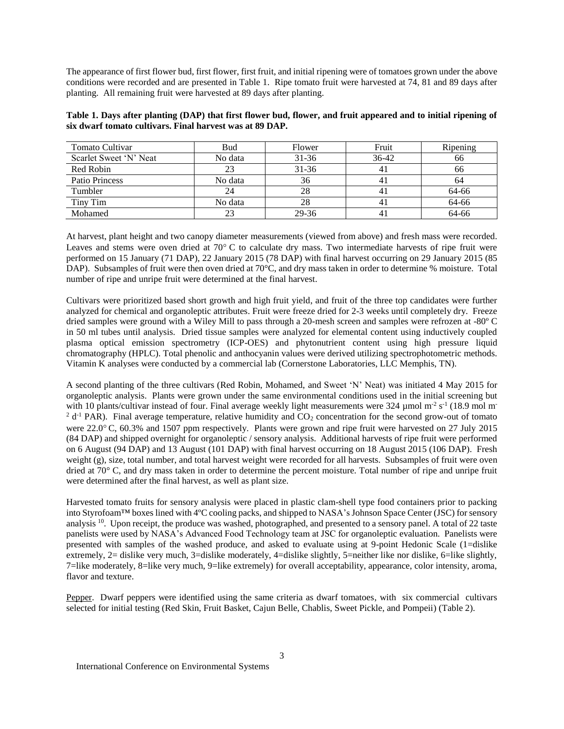The appearance of first flower bud, first flower, first fruit, and initial ripening were of tomatoes grown under the above conditions were recorded and are presented in Table 1. Ripe tomato fruit were harvested at 74, 81 and 89 days after planting. All remaining fruit were harvested at 89 days after planting.

**Table 1. Days after planting (DAP) that first flower bud, flower, and fruit appeared and to initial ripening of six dwarf tomato cultivars. Final harvest was at 89 DAP.**

| Tomato Cultivar | Bud | Flower | Fruit | Ripening |
|---|---|---|---|---|
| Scarlet Sweet 'N' Neat | No data | 31-36 | 36-42 | 66 |
| Red Robin | 23 | 31-36 | 41 | 66 |
| Patio Princess | No data | 36 | 41 | 64 |
| Tumbler | 24 | 28 | 41 | 64-66 |
| Tiny Tim | No data | 28 | 41 | 64-66 |
| Mohamed | 23 | 29-36 | 41 | 64-66 |

At harvest, plant height and two canopy diameter measurements (viewed from above) and fresh mass were recorded. Leaves and stems were oven dried at 70° C to calculate dry mass. Two intermediate harvests of ripe fruit were performed on 15 January (71 DAP), 22 January 2015 (78 DAP) with final harvest occurring on 29 January 2015 (85 DAP). Subsamples of fruit were then oven dried at 70°C, and dry mass taken in order to determine % moisture. Total number of ripe and unripe fruit were determined at the final harvest.

Cultivars were prioritized based short growth and high fruit yield, and fruit of the three top candidates were further analyzed for chemical and organoleptic attributes. Fruit were freeze dried for 2-3 weeks until completely dry. Freeze dried samples were ground with a Wiley Mill to pass through a 20-mesh screen and samples were refrozen at -80º C in 50 ml tubes until analysis. Dried tissue samples were analyzed for elemental content using inductively coupled plasma optical emission spectrometry (ICP-OES) and phytonutrient content using high pressure liquid chromatography (HPLC). Total phenolic and anthocyanin values were derived utilizing spectrophotometric methods. Vitamin K analyses were conducted by a commercial lab (Cornerstone Laboratories, LLC Memphis, TN).

A second planting of the three cultivars (Red Robin, Mohamed, and Sweet 'N' Neat) was initiated 4 May 2015 for organoleptic analysis. Plants were grown under the same environmental conditions used in the initial screening but with 10 plants/cultivar instead of four. Final average weekly light measurements were 324 µmol $m^{-2}$ $s^{-1}$ (18.9 mol $m^{-2}$ $d^{-1}$ PAR). Final average temperature, relative humidity and $CO_2$ concentration for the second grow-out of tomato were 22.0° C, 60.3% and 1507 ppm respectively. Plants were grown and ripe fruit were harvested on 27 July 2015 (84 DAP) and shipped overnight for organoleptic / sensory analysis. Additional harvests of ripe fruit were performed on 6 August (94 DAP) and 13 August (101 DAP) with final harvest occurring on 18 August 2015 (106 DAP). Fresh weight (g), size, total number, and total harvest weight were recorded for all harvests. Subsamples of fruit were oven dried at 70° C, and dry mass taken in order to determine the percent moisture. Total number of ripe and unripe fruit were determined after the final harvest, as well as plant size.

Harvested tomato fruits for sensory analysis were placed in plastic clam-shell type food containers prior to packing into Styrofoam™ boxes lined with 4ºC cooling packs, and shipped to NASA's Johnson Space Center (JSC) for sensory analysis [10]. Upon receipt, the produce was washed, photographed, and presented to a sensory panel. A total of 22 taste panelists were used by NASA's Advanced Food Technology team at JSC for organoleptic evaluation. Panelists were presented with samples of the washed produce, and asked to evaluate using at 9-point Hedonic Scale (1=dislike extremely, 2= dislike very much, 3=dislike moderately, 4=dislike slightly, 5=neither like nor dislike, 6=like slightly, 7=like moderately, 8=like very much, 9=like extremely) for overall acceptability, appearance, color intensity, aroma, flavor and texture.

Pepper. Dwarf peppers were identified using the same criteria as dwarf tomatoes, with six commercial cultivars selected for initial testing (Red Skin, Fruit Basket, Cajun Belle, Chablis, Sweet Pickle, and Pompeii) (Table 2).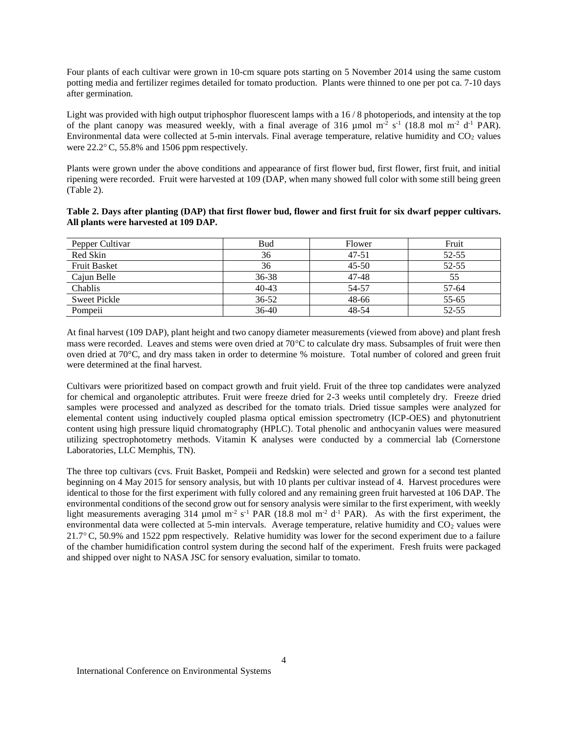Four plants of each cultivar were grown in 10-cm square pots starting on 5 November 2014 using the same custom potting media and fertilizer regimes detailed for tomato production. Plants were thinned to one per pot ca. 7-10 days after germination.

Light was provided with high output triphosphor fluorescent lamps with a 16 / 8 photoperiods, and intensity at the top of the plant canopy was measured weekly, with a final average of 316 µmol $m^{-2}$ $s^{-1}$ (18.8 mol $m^{-2}$ $d^{-1}$ PAR). Environmental data were collected at 5-min intervals. Final average temperature, relative humidity and $CO_2$ values were 22.2° C, 55.8% and 1506 ppm respectively.

Plants were grown under the above conditions and appearance of first flower bud, first flower, first fruit, and initial ripening were recorded. Fruit were harvested at 109 (DAP, when many showed full color with some still being green (Table 2).

**Table 2. Days after planting (DAP) that first flower bud, flower and first fruit for six dwarf pepper cultivars. All plants were harvested at 109 DAP.**

| Pepper Cultivar | Bud | Flower | Fruit |
|---|---|---|---|
| Red Skin | 36 | 47-51 | 52-55 |
| Fruit Basket | 36 | 45-50 | 52-55 |
| Cajun Belle | 36-38 | 47-48 | 55 |
| Chablis | 40-43 | 54-57 | 57-64 |
| Sweet Pickle | 36-52 | 48-66 | 55-65 |
| Pompeii | 36-40 | 48-54 | 52-55 |

At final harvest (109 DAP), plant height and two canopy diameter measurements (viewed from above) and plant fresh mass were recorded. Leaves and stems were oven dried at 70°C to calculate dry mass. Subsamples of fruit were then oven dried at 70°C, and dry mass taken in order to determine % moisture. Total number of colored and green fruit were determined at the final harvest.

Cultivars were prioritized based on compact growth and fruit yield. Fruit of the three top candidates were analyzed for chemical and organoleptic attributes. Fruit were freeze dried for 2-3 weeks until completely dry. Freeze dried samples were processed and analyzed as described for the tomato trials. Dried tissue samples were analyzed for elemental content using inductively coupled plasma optical emission spectrometry (ICP-OES) and phytonutrient content using high pressure liquid chromatography (HPLC). Total phenolic and anthocyanin values were measured utilizing spectrophotometry methods. Vitamin K analyses were conducted by a commercial lab (Cornerstone Laboratories, LLC Memphis, TN).

The three top cultivars (cvs. Fruit Basket, Pompeii and Redskin) were selected and grown for a second test planted beginning on 4 May 2015 for sensory analysis, but with 10 plants per cultivar instead of 4. Harvest procedures were identical to those for the first experiment with fully colored and any remaining green fruit harvested at 106 DAP. The environmental conditions of the second grow out for sensory analysis were similar to the first experiment, with weekly light measurements averaging 314 µmol $m^{-2}$ $s^{-1}$ PAR (18.8 mol $m^{-2}$ $d^{-1}$ PAR). As with the first experiment, the environmental data were collected at 5-min intervals. Average temperature, relative humidity and $CO_2$ values were 21.7° C, 50.9% and 1522 ppm respectively. Relative humidity was lower for the second experiment due to a failure of the chamber humidification control system during the second half of the experiment. Fresh fruits were packaged and shipped over night to NASA JSC for sensory evaluation, similar to tomato.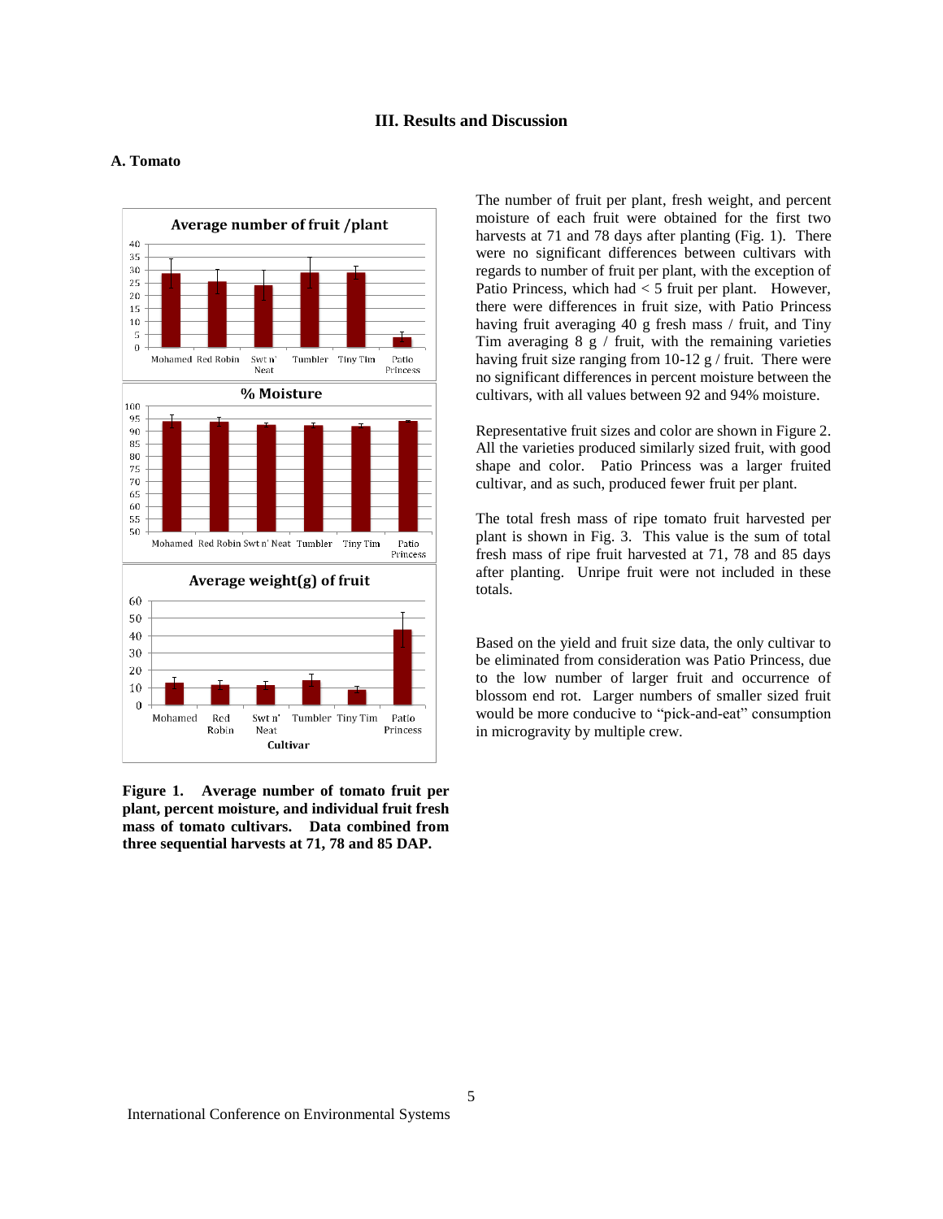## III. Results and Discussion

### A. Tomato

**Figure 1. Average number of tomato fruit per plant, percent moisture, and individual fruit fresh mass of tomato cultivars. Data combined from three sequential harvests at 71, 78 and 85 DAP.**

The number of fruit per plant, fresh weight, and percent moisture of each fruit were obtained for the first two harvests at 71 and 78 days after planting (Fig. 1). There were no significant differences between cultivars with regards to number of fruit per plant, with the exception of Patio Princess, which had < 5 fruit per plant. However, there were differences in fruit size, with Patio Princess having fruit averaging 40 g fresh mass / fruit, and Tiny Tim averaging 8 g / fruit, with the remaining varieties having fruit size ranging from 10-12 g / fruit. There were no significant differences in percent moisture between the cultivars, with all values between 92 and 94% moisture.

Representative fruit sizes and color are shown in Figure 2. All the varieties produced similarly sized fruit, with good shape and color. Patio Princess was a larger fruited cultivar, and as such, produced fewer fruit per plant.

The total fresh mass of ripe tomato fruit harvested per plant is shown in Fig. 3. This value is the sum of total fresh mass of ripe fruit harvested at 71, 78 and 85 days after planting. Unripe fruit were not included in these totals.

Based on the yield and fruit size data, the only cultivar to be eliminated from consideration was Patio Princess, due to the low number of larger fruit and occurrence of blossom end rot. Larger numbers of smaller sized fruit would be more conducive to "pick-and-eat" consumption in microgravity by multiple crew.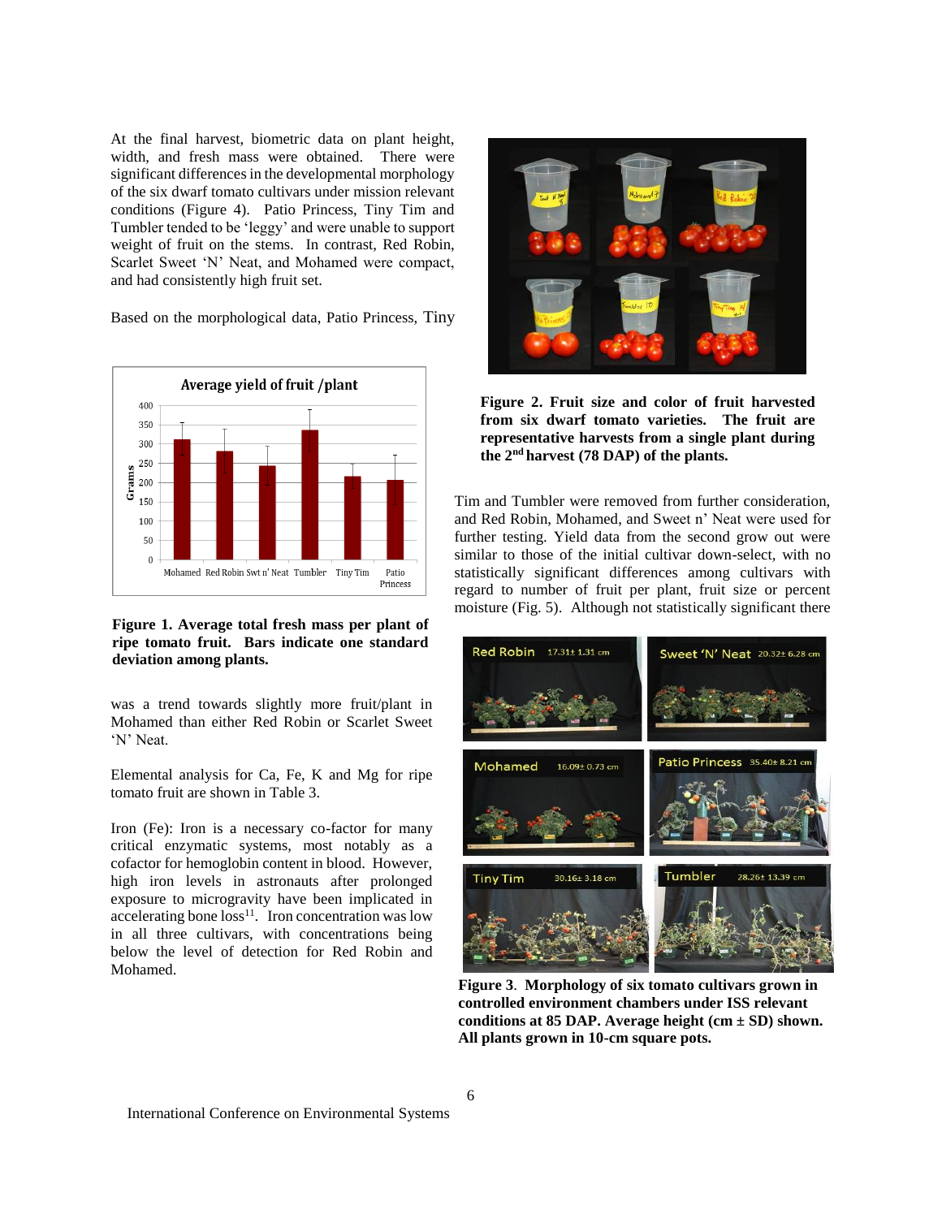At the final harvest, biometric data on plant height, width, and fresh mass were obtained. There were significant differences in the developmental morphology of the six dwarf tomato cultivars under mission relevant conditions (Figure 4). Patio Princess, Tiny Tim and Tumbler tended to be 'leggy' and were unable to support weight of fruit on the stems. In contrast, Red Robin, Scarlet Sweet 'N' Neat, and Mohamed were compact, and had consistently high fruit set.

Based on the morphological data, Patio Princess, Tiny Tim and Tumbler were removed from further consideration, and Red Robin, Mohamed, and Sweet n' Neat were used for further testing. Yield data from the second grow out were similar to those of the initial cultivar down-select, with no statistically significant differences among cultivars with regard to number of fruit per plant, fruit size or percent moisture (Fig. 5). Although not statistically significant there was a trend towards slightly more fruit/plant in Mohamed than either Red Robin or Scarlet Sweet 'N' Neat.

**Figure 1. Average total fresh mass per plant of ripe tomato fruit. Bars indicate one standard deviation among plants.**

**Figure 2. Fruit size and color of fruit harvested from six dwarf tomato varieties. The fruit are representative harvests from a single plant during the 2nd harvest (78 DAP) of the plants.**

Elemental analysis for Ca, Fe, K and Mg for ripe tomato fruit are shown in Table 3.

Iron (Fe): Iron is a necessary co-factor for many critical enzymatic systems, most notably as a cofactor for hemoglobin content in blood. However, high iron levels in astronauts after prolonged exposure to microgravity have been implicated in accelerating bone loss[11]. Iron concentration was low in all three cultivars, with concentrations being below the level of detection for Red Robin and Mohamed.

**Figure 3. Morphology of six tomato cultivars grown in controlled environment chambers under ISS relevant conditions at 85 DAP. Average height (cm ± SD) shown. All plants grown in 10-cm square pots.**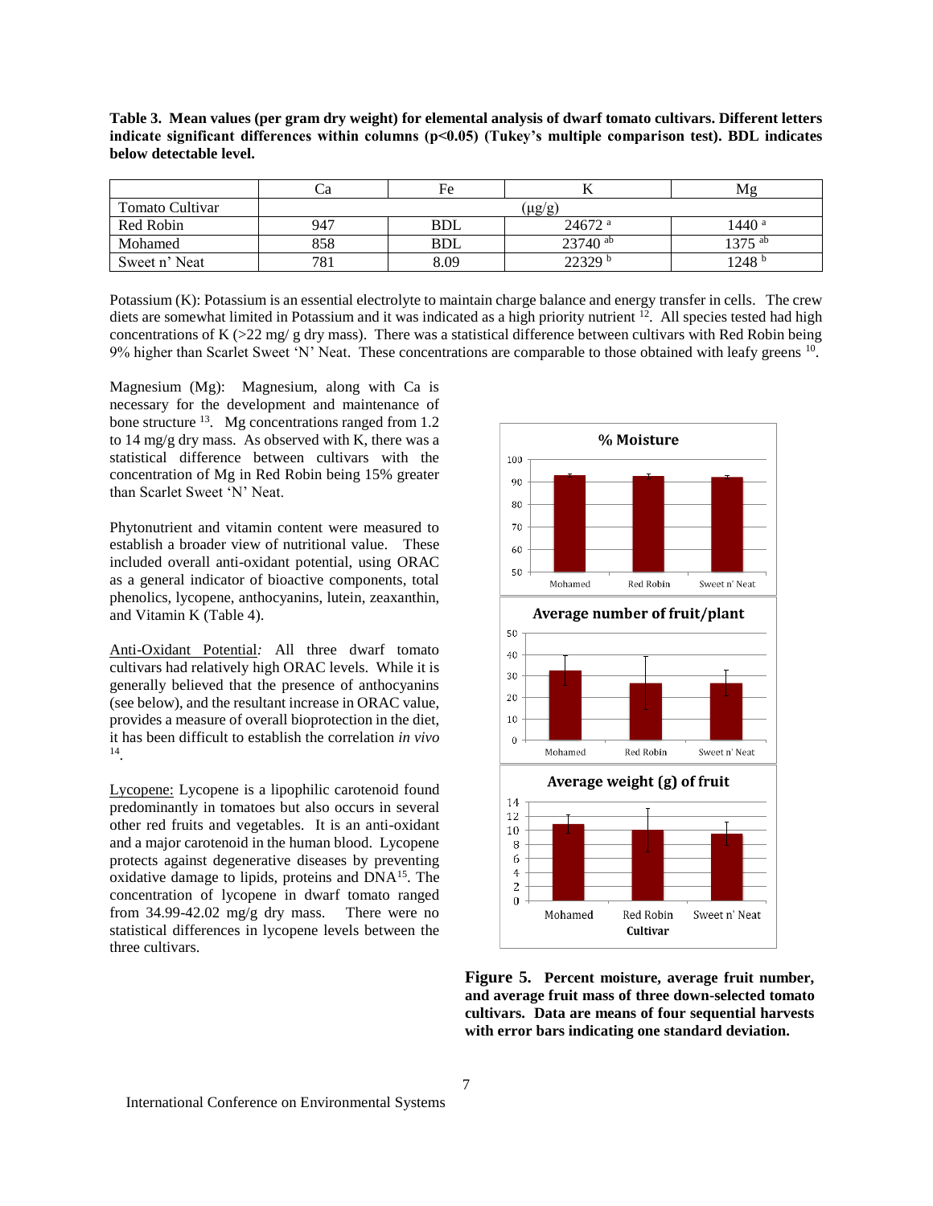**Table 3. Mean values (per gram dry weight) for elemental analysis of dwarf tomato cultivars. Different letters indicate significant differences within columns (p<0.05) (Tukey's multiple comparison test). BDL indicates below detectable level.**

| | Ca | Fe | K | Mg |
|---|---|---|---|---|
| Tomato Cultivar | (μg/g) | | | |
| Red Robin | 947 | BDL | 24672 [a] | 1440 [a] |
| Mohamed | 858 | BDL | 23740 [ab] | 1375 [ab] |
| Sweet n' Neat | 781 | 8.09 | 22329 [b] | 1248 [b] |

Potassium (K): Potassium is an essential electrolyte to maintain charge balance and energy transfer in cells. The crew diets are somewhat limited in Potassium and it was indicated as a high priority nutrient [12]. All species tested had high concentrations of K (>22 mg/ g dry mass). There was a statistical difference between cultivars with Red Robin being 9% higher than Scarlet Sweet 'N' Neat. These concentrations are comparable to those obtained with leafy greens [10].

Magnesium (Mg): Magnesium, along with Ca is necessary for the development and maintenance of bone structure [13]. Mg concentrations ranged from 1.2 to 14 mg/g dry mass. As observed with K, there was a statistical difference between cultivars with the concentration of Mg in Red Robin being 15% greater than Scarlet Sweet 'N' Neat.

Phytonutrient and vitamin content were measured to establish a broader view of nutritional value. These included overall anti-oxidant potential, using ORAC as a general indicator of bioactive components, total phenolics, lycopene, anthocyanins, lutein, zeaxanthin, and Vitamin K (Table 4).

Anti-Oxidant Potential*:* All three dwarf tomato cultivars had relatively high ORAC levels. While it is generally believed that the presence of anthocyanins (see below), and the resultant increase in ORAC value, provides a measure of overall bioprotection in the diet, it has been difficult to establish the correlation *in vivo* [14].

Lycopene: Lycopene is a lipophilic carotenoid found predominantly in tomatoes but also occurs in several other red fruits and vegetables. It is an anti-oxidant and a major carotenoid in the human blood. Lycopene protects against degenerative diseases by preventing oxidative damage to lipids, proteins and DNA[15]. The concentration of lycopene in dwarf tomato ranged from 34.99-42.02 mg/g dry mass. There were no statistical differences in lycopene levels between the three cultivars.

**Figure 5. Percent moisture, average fruit number, and average fruit mass of three down-selected tomato cultivars. Data are means of four sequential harvests with error bars indicating one standard deviation.**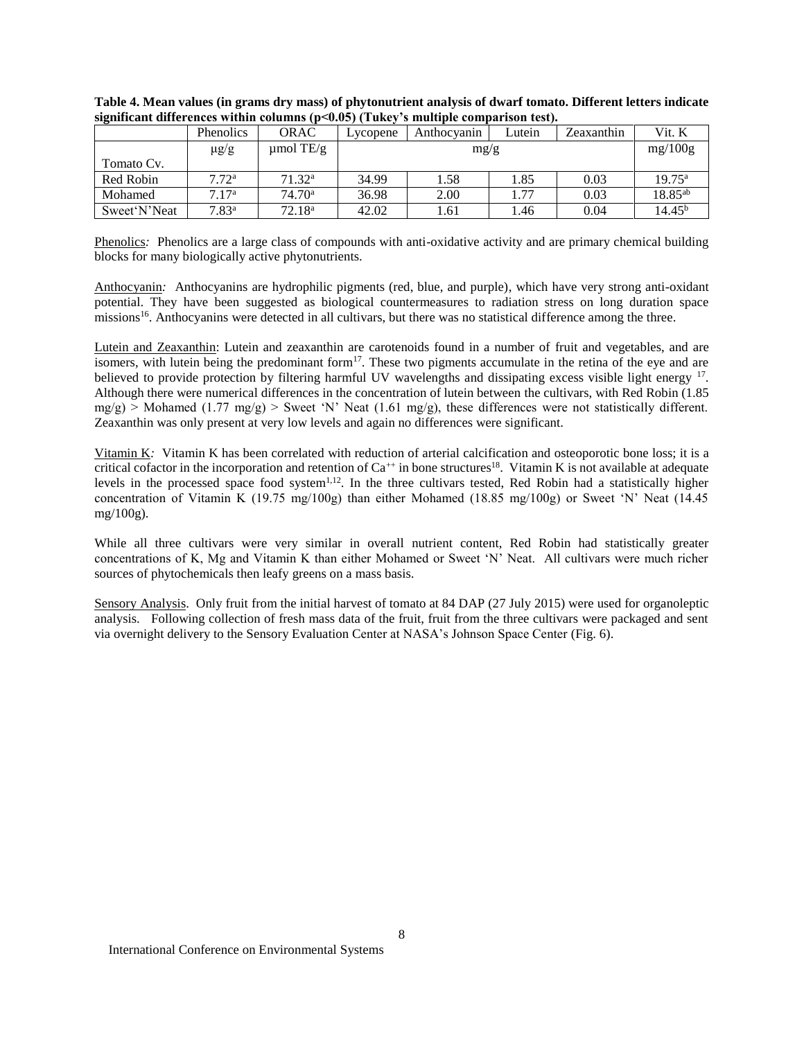**Table 4. Mean values (in grams dry mass) of phytonutrient analysis of dwarf tomato. Different letters indicate significant differences within columns (p<0.05) (Tukey's multiple comparison test).**

| | Phenolics | ORAC | Lycopene | Anthocyanin | Lutein | Zeaxanthin | Vit. K |
|---|---|---|---|---|---|---|---|
| Tomato Cv. | μg/g | μmol TE/g | mg/g | | | | mg/100g |
| Red Robin | 7.72[a] | 71.32[a] | 34.99 | 1.58 | 1.85 | 0.03 | 19.75[a] |
| Mohamed | 7.17[a] | 74.70[a] | 36.98 | 2.00 | 1.77 | 0.03 | 18.85[ab] |
| Sweet'N'Neat | 7.83[a] | 72.18[a] | 42.02 | 1.61 | 1.46 | 0.04 | 14.45[b] |

<u>Phenolics</u>*:* Phenolics are a large class of compounds with anti-oxidative activity and are primary chemical building blocks for many biologically active phytonutrients.

<u>Anthocyanin</u>*:* Anthocyanins are hydrophilic pigments (red, blue, and purple), which have very strong anti-oxidant potential. They have been suggested as biological countermeasures to radiation stress on long duration space missions[16]. Anthocyanins were detected in all cultivars, but there was no statistical difference among the three.

<u>Lutein and Zeaxanthin</u>: Lutein and zeaxanthin are carotenoids found in a number of fruit and vegetables, and are isomers, with lutein being the predominant form[17]. These two pigments accumulate in the retina of the eye and are believed to provide protection by filtering harmful UV wavelengths and dissipating excess visible light energy [17]. Although there were numerical differences in the concentration of lutein between the cultivars, with Red Robin (1.85 mg/g) > Mohamed (1.77 mg/g) > Sweet 'N' Neat (1.61 mg/g), these differences were not statistically different. Zeaxanthin was only present at very low levels and again no differences were significant.

<u>Vitamin K</u>*:* Vitamin K has been correlated with reduction of arterial calcification and osteoporotic bone loss; it is a critical cofactor in the incorporation and retention of $Ca^{++}$ in bone structures[18]. Vitamin K is not available at adequate levels in the processed space food system[1,12]. In the three cultivars tested, Red Robin had a statistically higher concentration of Vitamin K (19.75 mg/100g) than either Mohamed (18.85 mg/100g) or Sweet 'N' Neat (14.45 mg/100g).

While all three cultivars were very similar in overall nutrient content, Red Robin had statistically greater concentrations of K, Mg and Vitamin K than either Mohamed or Sweet 'N' Neat. All cultivars were much richer sources of phytochemicals then leafy greens on a mass basis.

<u>Sensory Analysis</u>. Only fruit from the initial harvest of tomato at 84 DAP (27 July 2015) were used for organoleptic analysis. Following collection of fresh mass data of the fruit, fruit from the three cultivars were packaged and sent via overnight delivery to the Sensory Evaluation Center at NASA's Johnson Space Center (Fig. 6).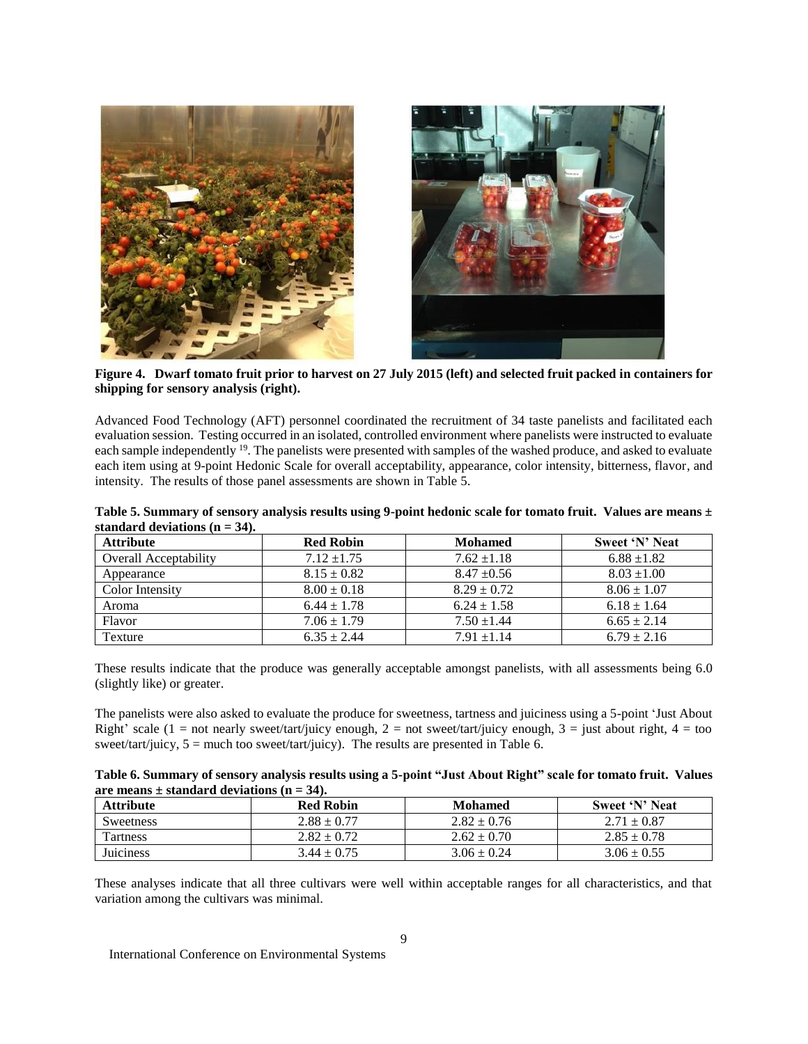**Figure 4. Dwarf tomato fruit prior to harvest on 27 July 2015 (left) and selected fruit packed in containers for shipping for sensory analysis (right).**

Advanced Food Technology (AFT) personnel coordinated the recruitment of 34 taste panelists and facilitated each evaluation session. Testing occurred in an isolated, controlled environment where panelists were instructed to evaluate each sample independently [19]. The panelists were presented with samples of the washed produce, and asked to evaluate each item using at 9-point Hedonic Scale for overall acceptability, appearance, color intensity, bitterness, flavor, and intensity. The results of those panel assessments are shown in Table 5.

**Table 5. Summary of sensory analysis results using 9-point hedonic scale for tomato fruit. Values are means ± standard deviations (n = 34).**

| Attribute | Red Robin | Mohamed | Sweet 'N' Neat |
|---|---|---|---|
| Overall Acceptability | 7.12 ±1.75 | 7.62 ±1.18 | 6.88 ±1.82 |
| Appearance | 8.15 ± 0.82 | 8.47 ±0.56 | 8.03 ±1.00 |
| Color Intensity | 8.00 ± 0.18 | 8.29 ± 0.72 | 8.06 ± 1.07 |
| Aroma | 6.44 ± 1.78 | 6.24 ± 1.58 | 6.18 ± 1.64 |
| Flavor | 7.06 ± 1.79 | 7.50 ±1.44 | 6.65 ± 2.14 |
| Texture | 6.35 ± 2.44 | 7.91 ±1.14 | 6.79 ± 2.16 |

These results indicate that the produce was generally acceptable amongst panelists, with all assessments being 6.0 (slightly like) or greater.

The panelists were also asked to evaluate the produce for sweetness, tartness and juiciness using a 5-point 'Just About Right' scale (1 = not nearly sweet/tart/juicy enough, 2 = not sweet/tart/juicy enough, 3 = just about right, 4 = too sweet/tart/juicy, 5 = much too sweet/tart/juicy). The results are presented in Table 6.

**Table 6. Summary of sensory analysis results using a 5-point "Just About Right" scale for tomato fruit. Values are means ± standard deviations (n = 34).**

| Attribute | Red Robin | Mohamed | Sweet 'N' Neat |
|---|---|---|---|
| Sweetness | 2.88 ± 0.77 | 2.82 ± 0.76 | 2.71 ± 0.87 |
| Tartness | 2.82 ± 0.72 | 2.62 ± 0.70 | 2.85 ± 0.78 |
| Juiciness | 3.44 ± 0.75 | 3.06 ± 0.24 | 3.06 ± 0.55 |

These analyses indicate that all three cultivars were well within acceptable ranges for all characteristics, and that variation among the cultivars was minimal.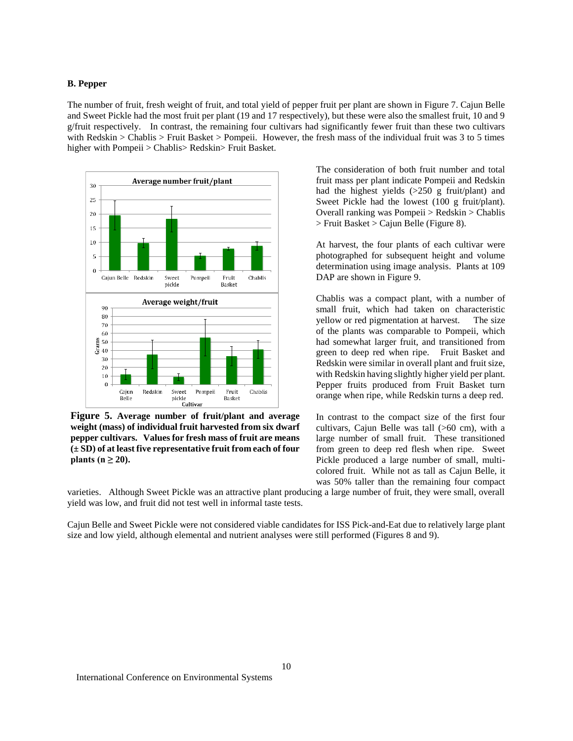### B. Pepper

The number of fruit, fresh weight of fruit, and total yield of pepper fruit per plant are shown in Figure 7. Cajun Belle and Sweet Pickle had the most fruit per plant (19 and 17 respectively), but these were also the smallest fruit, 10 and 9 g/fruit respectively. In contrast, the remaining four cultivars had significantly fewer fruit than these two cultivars with Redskin > Chablis > Fruit Basket > Pompeii. However, the fresh mass of the individual fruit was 3 to 5 times higher with Pompeii > Chablis> Redskin> Fruit Basket.

**Figure 5. Average number of fruit/plant and average weight (mass) of individual fruit harvested from six dwarf pepper cultivars. Values for fresh mass of fruit are means (± SD) of at least five representative fruit from each of four plants (n ≥ 20).**

The consideration of both fruit number and total fruit mass per plant indicate Pompeii and Redskin had the highest yields (>250 g fruit/plant) and Sweet Pickle had the lowest (100 g fruit/plant). Overall ranking was Pompeii > Redskin > Chablis > Fruit Basket > Cajun Belle (Figure 8).

At harvest, the four plants of each cultivar were photographed for subsequent height and volume determination using image analysis. Plants at 109 DAP are shown in Figure 9.

Chablis was a compact plant, with a number of small fruit, which had taken on characteristic yellow or red pigmentation at harvest. The size of the plants was comparable to Pompeii, which had somewhat larger fruit, and transitioned from green to deep red when ripe. Fruit Basket and Redskin were similar in overall plant and fruit size, with Redskin having slightly higher yield per plant. Pepper fruits produced from Fruit Basket turn orange when ripe, while Redskin turns a deep red.

In contrast to the compact size of the first four cultivars, Cajun Belle was tall (>60 cm), with a large number of small fruit. These transitioned from green to deep red flesh when ripe. Sweet Pickle produced a large number of small, multi-colored fruit. While not as tall as Cajun Belle, it was 50% taller than the remaining four compact varieties. Although Sweet Pickle was an attractive plant producing a large number of fruit, they were small, overall yield was low, and fruit did not test well in informal taste tests.

Cajun Belle and Sweet Pickle were not considered viable candidates for ISS Pick-and-Eat due to relatively large plant size and low yield, although elemental and nutrient analyses were still performed (Figures 8 and 9).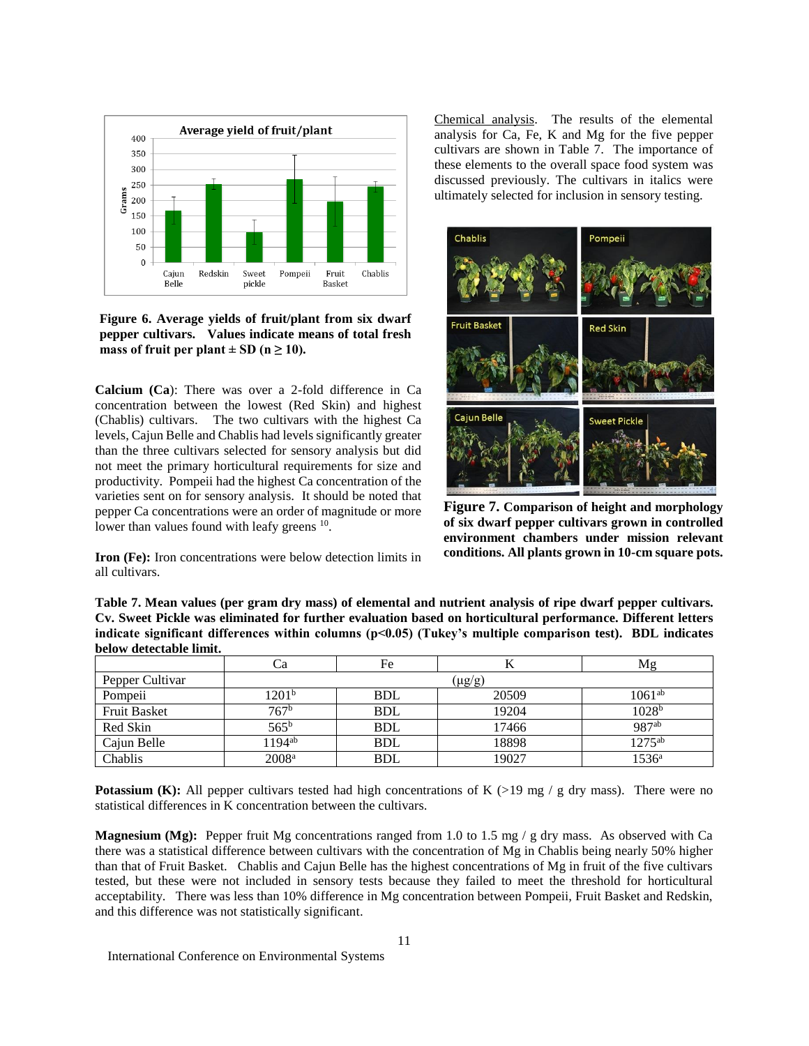**Figure 6. Average yields of fruit/plant from six dwarf pepper cultivars. Values indicate means of total fresh mass of fruit per plant ± SD (n ≥ 10).**

**Calcium (Ca)**: There was over a 2-fold difference in Ca concentration between the lowest (Red Skin) and highest (Chablis) cultivars. The two cultivars with the highest Ca levels, Cajun Belle and Chablis had levels significantly greater than the three cultivars selected for sensory analysis but did not meet the primary horticultural requirements for size and productivity. Pompeii had the highest Ca concentration of the varieties sent on for sensory analysis. It should be noted that pepper Ca concentrations were an order of magnitude or more lower than values found with leafy greens [10].

**Iron (Fe):** Iron concentrations were below detection limits in all cultivars.

Chemical analysis. The results of the elemental analysis for Ca, Fe, K and Mg for the five pepper cultivars are shown in Table 7. The importance of these elements to the overall space food system was discussed previously. The cultivars in italics were ultimately selected for inclusion in sensory testing.

**Figure 7. Comparison of height and morphology of six dwarf pepper cultivars grown in controlled environment chambers under mission relevant conditions. All plants grown in 10-cm square pots.**

**Table 7. Mean values (per gram dry mass) of elemental and nutrient analysis of ripe dwarf pepper cultivars. Cv. Sweet Pickle was eliminated for further evaluation based on horticultural performance. Different letters indicate significant differences within columns (p<0.05) (Tukey's multiple comparison test). BDL indicates below detectable limit.**

| | Ca | Fe | K | Mg |
|---|---|---|---|---|
| Pepper Cultivar | (μg/g) | | | |
| Pompeii | 1201[b] | BDL | 20509 | 1061[ab] |
| Fruit Basket | 767[b] | BDL | 19204 | 1028[b] |
| Red Skin | 565[b] | BDL | 17466 | 987[ab] |
| Cajun Belle | 1194[ab] | BDL | 18898 | 1275[ab] |
| Chablis | 2008[a] | BDL | 19027 | 1536[a] |

**Potassium (K):** All pepper cultivars tested had high concentrations of K (>19 mg / g dry mass). There were no statistical differences in K concentration between the cultivars.

**Magnesium (Mg):** Pepper fruit Mg concentrations ranged from 1.0 to 1.5 mg / g dry mass. As observed with Ca there was a statistical difference between cultivars with the concentration of Mg in Chablis being nearly 50% higher than that of Fruit Basket. Chablis and Cajun Belle has the highest concentrations of Mg in fruit of the five cultivars tested, but these were not included in sensory tests because they failed to meet the threshold for horticultural acceptability. There was less than 10% difference in Mg concentration between Pompeii, Fruit Basket and Redskin, and this difference was not statistically significant.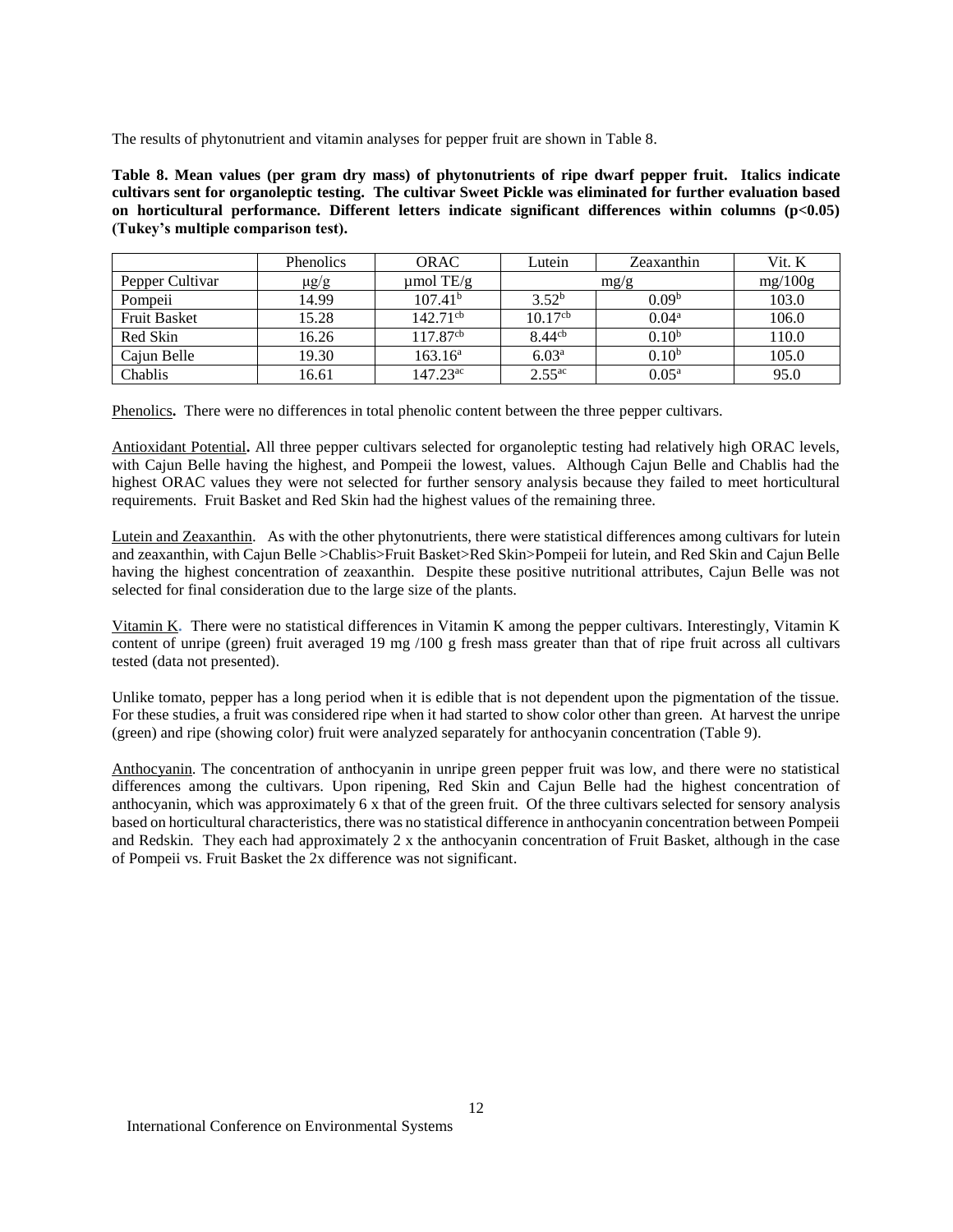The results of phytonutrient and vitamin analyses for pepper fruit are shown in Table 8.

**Table 8. Mean values (per gram dry mass) of phytonutrients of ripe dwarf pepper fruit. Italics indicate cultivars sent for organoleptic testing. The cultivar Sweet Pickle was eliminated for further evaluation based on horticultural performance. Different letters indicate significant differences within columns ($p<0.05$) (Tukey's multiple comparison test).**

| | Phenolics | ORAC | Lutein | Zeaxanthin | Vit. K |
|---|---|---|---|---|---|
| Pepper Cultivar | µg/g | µmol TE/g | mg/g | | mg/100g |
| Pompeii | 14.99 | $107.41^{b}$ | $3.52^{b}$ | $0.09^{b}$ | 103.0 |
| Fruit Basket | 15.28 | $142.71^{cb}$ | $10.17^{cb}$ | $0.04^{a}$ | 106.0 |
| Red Skin | 16.26 | $117.87^{cb}$ | $8.44^{cb}$ | $0.10^{b}$ | 110.0 |
| Cajun Belle | 19.30 | $163.16^{a}$ | $6.03^{a}$ | $0.10^{b}$ | 105.0 |
| Chablis | 16.61 | $147.23^{ac}$ | $2.55^{ac}$ | $0.05^{a}$ | 95.0 |

<u>Phenolics</u>**.** There were no differences in total phenolic content between the three pepper cultivars.

<u>Antioxidant Potential</u>**.** All three pepper cultivars selected for organoleptic testing had relatively high ORAC levels, with Cajun Belle having the highest, and Pompeii the lowest, values. Although Cajun Belle and Chablis had the highest ORAC values they were not selected for further sensory analysis because they failed to meet horticultural requirements. Fruit Basket and Red Skin had the highest values of the remaining three.

<u>Lutein and Zeaxanthin</u>. As with the other phytonutrients, there were statistical differences among cultivars for lutein and zeaxanthin, with Cajun Belle >Chablis>Fruit Basket>Red Skin>Pompeii for lutein, and Red Skin and Cajun Belle having the highest concentration of zeaxanthin. Despite these positive nutritional attributes, Cajun Belle was not selected for final consideration due to the large size of the plants.

<u>Vitamin K</u>. There were no statistical differences in Vitamin K among the pepper cultivars. Interestingly, Vitamin K content of unripe (green) fruit averaged 19 mg /100 g fresh mass greater than that of ripe fruit across all cultivars tested (data not presented).

Unlike tomato, pepper has a long period when it is edible that is not dependent upon the pigmentation of the tissue. For these studies, a fruit was considered ripe when it had started to show color other than green. At harvest the unripe (green) and ripe (showing color) fruit were analyzed separately for anthocyanin concentration (Table 9).

<u>Anthocyanin</u>. The concentration of anthocyanin in unripe green pepper fruit was low, and there were no statistical differences among the cultivars. Upon ripening, Red Skin and Cajun Belle had the highest concentration of anthocyanin, which was approximately 6 x that of the green fruit. Of the three cultivars selected for sensory analysis based on horticultural characteristics, there was no statistical difference in anthocyanin concentration between Pompeii and Redskin. They each had approximately 2 x the anthocyanin concentration of Fruit Basket, although in the case of Pompeii vs. Fruit Basket the 2x difference was not significant.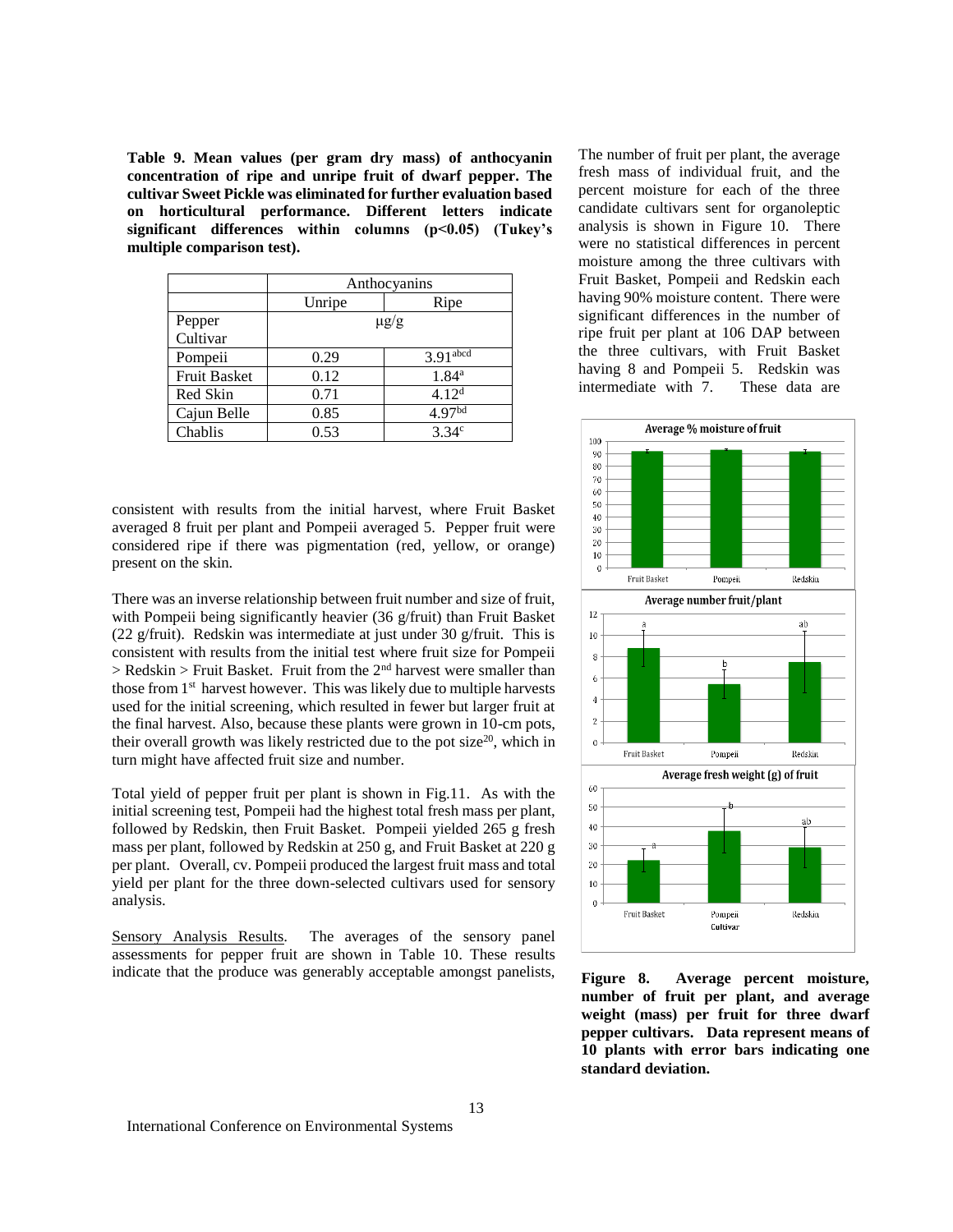**Table 9. Mean values (per gram dry mass) of anthocyanin concentration of ripe and unripe fruit of dwarf pepper. The cultivar Sweet Pickle was eliminated for further evaluation based on horticultural performance. Different letters indicate significant differences within columns (p<0.05) (Tukey's multiple comparison test).**

| | Anthocyanins | |
|---|---|---|
| | Unripe | Ripe |
| Pepper Cultivar | μg/g | |
| Pompeii | 0.29 | $3.91^{abcd}$ |
| Fruit Basket | 0.12 | $1.84^{a}$ |
| Red Skin | 0.71 | $4.12^{d}$ |
| Cajun Belle | 0.85 | $4.97^{bd}$ |
| Chablis | 0.53 | $3.34^{c}$ |

The number of fruit per plant, the average fresh mass of individual fruit, and the percent moisture for each of the three candidate cultivars sent for organoleptic analysis is shown in Figure 10. There were no statistical differences in percent moisture among the three cultivars with Fruit Basket, Pompeii and Redskin each having 90% moisture content. There were significant differences in the number of ripe fruit per plant at 106 DAP between the three cultivars, with Fruit Basket having 8 and Pompeii 5. Redskin was intermediate with 7. These data are consistent with results from the initial harvest, where Fruit Basket averaged 8 fruit per plant and Pompeii averaged 5. Pepper fruit were considered ripe if there was pigmentation (red, yellow, or orange) present on the skin.

There was an inverse relationship between fruit number and size of fruit, with Pompeii being significantly heavier (36 g/fruit) than Fruit Basket (22 g/fruit). Redskin was intermediate at just under 30 g/fruit. This is consistent with results from the initial test where fruit size for Pompeii > Redskin > Fruit Basket. Fruit from the 2nd harvest were smaller than those from 1st harvest however. This was likely due to multiple harvests used for the initial screening, which resulted in fewer but larger fruit at the final harvest. Also, because these plants were grown in 10-cm pots, their overall growth was likely restricted due to the pot size[20], which in turn might have affected fruit size and number.

Total yield of pepper fruit per plant is shown in Fig.11. As with the initial screening test, Pompeii had the highest total fresh mass per plant, followed by Redskin, then Fruit Basket. Pompeii yielded 265 g fresh mass per plant, followed by Redskin at 250 g, and Fruit Basket at 220 g per plant. Overall, cv. Pompeii produced the largest fruit mass and total yield per plant for the three down-selected cultivars used for sensory analysis.

Sensory Analysis Results. The averages of the sensory panel assessments for pepper fruit are shown in Table 10. These results indicate that the produce was generally acceptable amongst panelists,

**Figure 8. Average percent moisture, number of fruit per plant, and average weight (mass) per fruit for three dwarf pepper cultivars. Data represent means of 10 plants with error bars indicating one standard deviation.**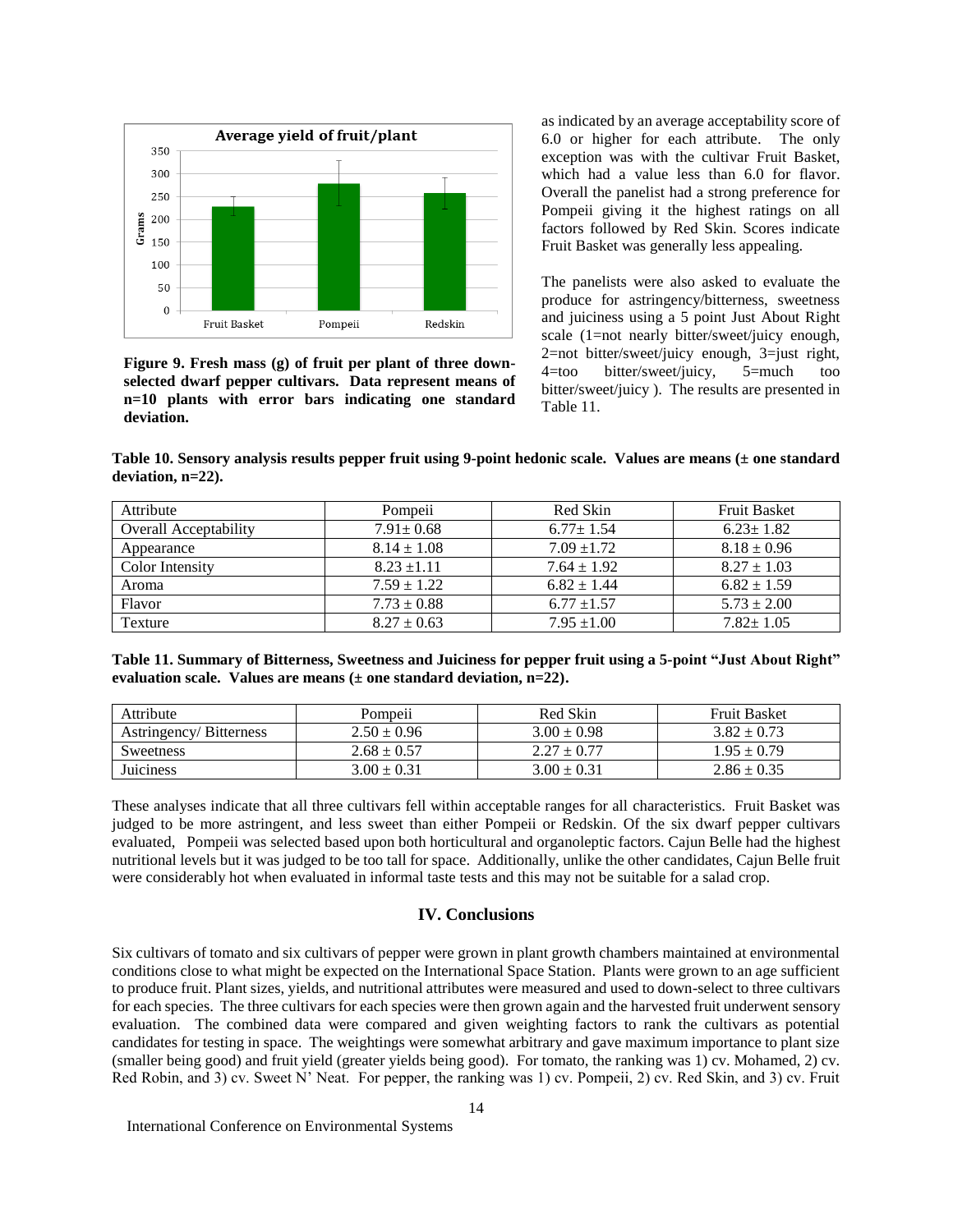Figure 9. Fresh mass (g) of fruit per plant of three down-selected dwarf pepper cultivars. Data represent means of n=10 plants with error bars indicating one standard deviation.

as indicated by an average acceptability score of 6.0 or higher for each attribute. The only exception was with the cultivar Fruit Basket, which had a value less than 6.0 for flavor. Overall the panelist had a strong preference for Pompeii giving it the highest ratings on all factors followed by Red Skin. Scores indicate Fruit Basket was generally less appealing.

The panelists were also asked to evaluate the produce for astringency/bitterness, sweetness and juiciness using a 5 point Just About Right scale (1=not nearly bitter/sweet/juicy enough, 2=not bitter/sweet/juicy enough, 3=just right, 4=too bitter/sweet/juicy, 5=much too bitter/sweet/juicy ). The results are presented in Table 11.

**Table 10. Sensory analysis results pepper fruit using 9-point hedonic scale. Values are means (± one standard deviation, n=22).**

| Attribute | Pompeii | Red Skin | Fruit Basket |
|---|---|---|---|
| Overall Acceptability | 7.91± 0.68 | 6.77± 1.54 | 6.23± 1.82 |
| Appearance | 8.14 ± 1.08 | 7.09 ±1.72 | 8.18 ± 0.96 |
| Color Intensity | 8.23 ±1.11 | 7.64 ± 1.92 | 8.27 ± 1.03 |
| Aroma | 7.59 ± 1.22 | 6.82 ± 1.44 | 6.82 ± 1.59 |
| Flavor | 7.73 ± 0.88 | 6.77 ±1.57 | 5.73 ± 2.00 |
| Texture | 8.27 ± 0.63 | 7.95 ±1.00 | 7.82± 1.05 |

**Table 11. Summary of Bitterness, Sweetness and Juiciness for pepper fruit using a 5-point "Just About Right" evaluation scale. Values are means (± one standard deviation, n=22).**

| Attribute | Pompeii | Red Skin | Fruit Basket |
|---|---|---|---|
| Astringency/ Bitterness | 2.50 ± 0.96 | 3.00 ± 0.98 | 3.82 ± 0.73 |
| Sweetness | 2.68 ± 0.57 | 2.27 ± 0.77 | 1.95 ± 0.79 |
| Juiciness | 3.00 ± 0.31 | 3.00 ± 0.31 | 2.86 ± 0.35 |

These analyses indicate that all three cultivars fell within acceptable ranges for all characteristics. Fruit Basket was judged to be more astringent, and less sweet than either Pompeii or Redskin. Of the six dwarf pepper cultivars evaluated, Pompeii was selected based upon both horticultural and organoleptic factors. Cajun Belle had the highest nutritional levels but it was judged to be too tall for space. Additionally, unlike the other candidates, Cajun Belle fruit were considerably hot when evaluated in informal taste tests and this may not be suitable for a salad crop.

## IV. Conclusions

Six cultivars of tomato and six cultivars of pepper were grown in plant growth chambers maintained at environmental conditions close to what might be expected on the International Space Station. Plants were grown to an age sufficient to produce fruit. Plant sizes, yields, and nutritional attributes were measured and used to down-select to three cultivars for each species. The three cultivars for each species were then grown again and the harvested fruit underwent sensory evaluation. The combined data were compared and given weighting factors to rank the cultivars as potential candidates for testing in space. The weightings were somewhat arbitrary and gave maximum importance to plant size (smaller being good) and fruit yield (greater yields being good). For tomato, the ranking was 1) cv. Mohamed, 2) cv. Red Robin, and 3) cv. Sweet N' Neat. For pepper, the ranking was 1) cv. Pompeii, 2) cv. Red Skin, and 3) cv. Fruit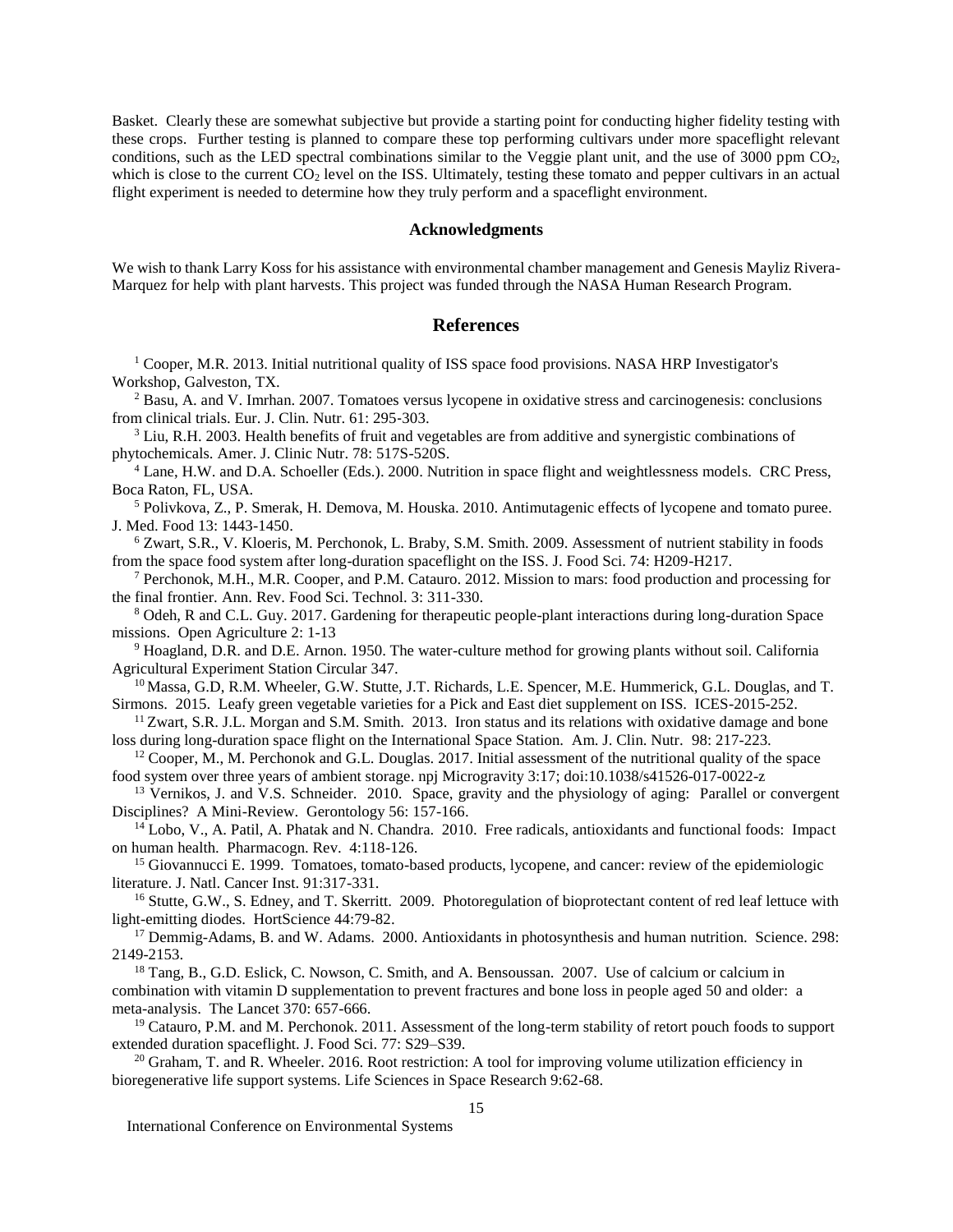Basket. Clearly these are somewhat subjective but provide a starting point for conducting higher fidelity testing with these crops. Further testing is planned to compare these top performing cultivars under more spaceflight relevant conditions, such as the LED spectral combinations similar to the Veggie plant unit, and the use of 3000 ppm $CO_2$, which is close to the current $CO_2$ level on the ISS. Ultimately, testing these tomato and pepper cultivars in an actual flight experiment is needed to determine how they truly perform and a spaceflight environment.

### Acknowledgments

We wish to thank Larry Koss for his assistance with environmental chamber management and Genesis Mayliz Rivera-Marquez for help with plant harvests. This project was funded through the NASA Human Research Program.

## References

[1] Cooper, M.R. 2013. Initial nutritional quality of ISS space food provisions. NASA HRP Investigator's Workshop, Galveston, TX.

[2] Basu, A. and V. Imrhan. 2007. Tomatoes versus lycopene in oxidative stress and carcinogenesis: conclusions from clinical trials. Eur. J. Clin. Nutr. 61: 295-303.

[3] Liu, R.H. 2003. Health benefits of fruit and vegetables are from additive and synergistic combinations of phytochemicals. Amer. J. Clinic Nutr. 78: 517S-520S.

[4] Lane, H.W. and D.A. Schoeller (Eds.). 2000. Nutrition in space flight and weightlessness models. CRC Press, Boca Raton, FL, USA.

[5] Polivkova, Z., P. Smerak, H. Demova, M. Houska. 2010. Antimutagenic effects of lycopene and tomato puree. J. Med. Food 13: 1443-1450.

[6] Zwart, S.R., V. Kloeris, M. Perchonok, L. Braby, S.M. Smith. 2009. Assessment of nutrient stability in foods from the space food system after long-duration spaceflight on the ISS. J. Food Sci. 74: H209-H217.

[7] Perchonok, M.H., M.R. Cooper, and P.M. Catauro. 2012. Mission to mars: food production and processing for the final frontier. Ann. Rev. Food Sci. Technol. 3: 311-330.

[8] Odeh, R and C.L. Guy. 2017. Gardening for therapeutic people-plant interactions during long-duration Space missions. Open Agriculture 2: 1-13

[9] Hoagland, D.R. and D.E. Arnon. 1950. The water-culture method for growing plants without soil. California Agricultural Experiment Station Circular 347.

[10] Massa, G.D, R.M. Wheeler, G.W. Stutte, J.T. Richards, L.E. Spencer, M.E. Hummerick, G.L. Douglas, and T. Sirmons. 2015. Leafy green vegetable varieties for a Pick and East diet supplement on ISS. ICES-2015-252.

[11] Zwart, S.R. J.L. Morgan and S.M. Smith. 2013. Iron status and its relations with oxidative damage and bone loss during long-duration space flight on the International Space Station. Am. J. Clin. Nutr. 98: 217-223.

[12] Cooper, M., M. Perchonok and G.L. Douglas. 2017. Initial assessment of the nutritional quality of the space food system over three years of ambient storage. npj Microgravity 3:17; doi:10.1038/s41526-017-0022-z

[13] Vernikos, J. and V.S. Schneider. 2010. Space, gravity and the physiology of aging: Parallel or convergent Disciplines? A Mini-Review. Gerontology 56: 157-166.

[14] Lobo, V., A. Patil, A. Phatak and N. Chandra. 2010. Free radicals, antioxidants and functional foods: Impact on human health. Pharmacogn. Rev. 4:118-126.

[15] Giovannucci E. 1999. Tomatoes, tomato-based products, lycopene, and cancer: review of the epidemiologic literature. J. Natl. Cancer Inst. 91:317-331.

[16] Stutte, G.W., S. Edney, and T. Skerritt. 2009. Photoregulation of bioprotectant content of red leaf lettuce with light-emitting diodes. HortScience 44:79-82.

[17] Demmig-Adams, B. and W. Adams. 2000. Antioxidants in photosynthesis and human nutrition. Science. 298: 2149-2153.

[18] Tang, B., G.D. Eslick, C. Nowson, C. Smith, and A. Bensoussan. 2007. Use of calcium or calcium in combination with vitamin D supplementation to prevent fractures and bone loss in people aged 50 and older: a meta-analysis. The Lancet 370: 657-666.

[19] Catauro, P.M. and M. Perchonok. 2011. Assessment of the long-term stability of retort pouch foods to support extended duration spaceflight. J. Food Sci. 77: S29–S39.

[20] Graham, T. and R. Wheeler. 2016. Root restriction: A tool for improving volume utilization efficiency in bioregenerative life support systems. Life Sciences in Space Research 9:62-68.